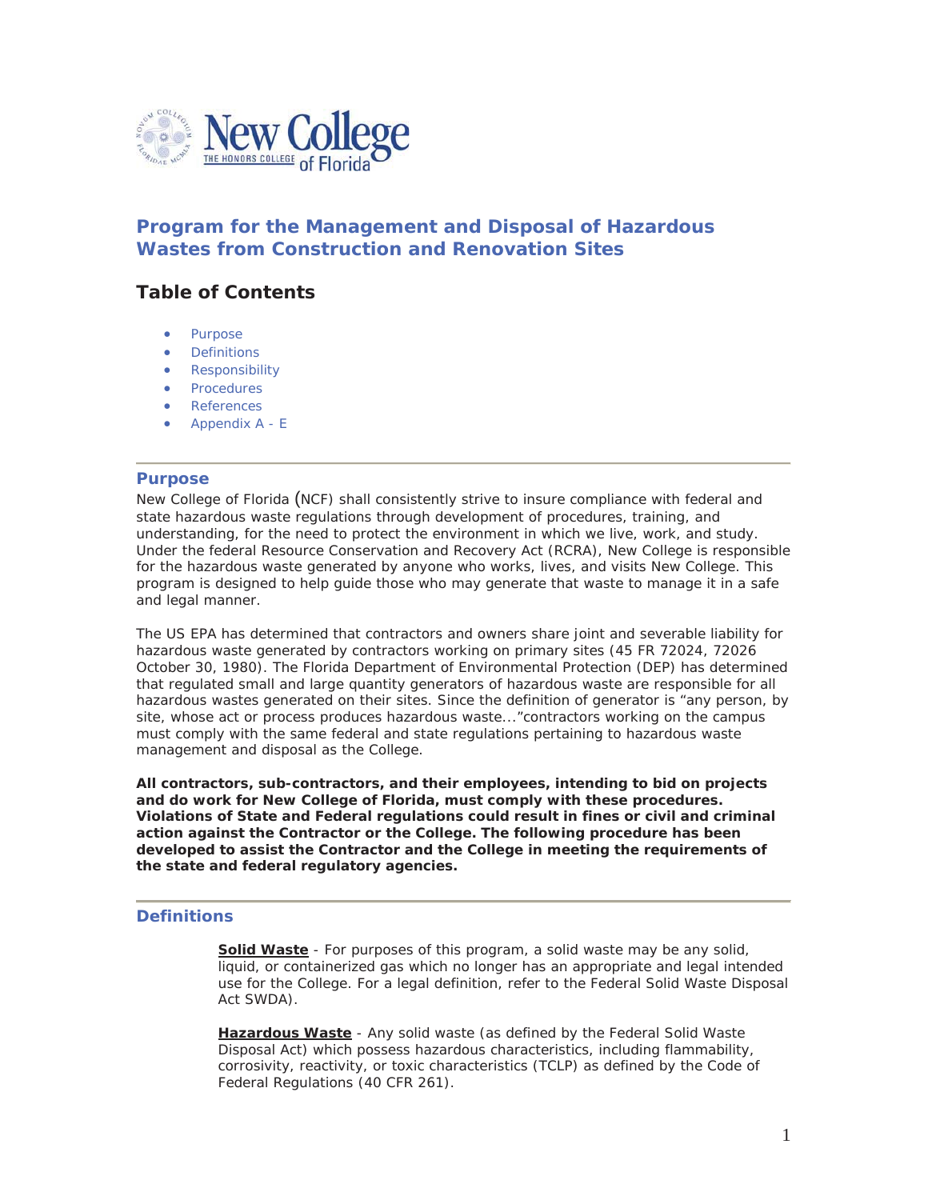# Program for the Management and Disposal of Hazardous Wastes from Construction and Renovation Sites

## Table of Contents

- Purpose
- Definitions
- Responsibility
- Procedures
- References
- Appendix A - E

## Purpose

New College of Florida (NCF) shall consistently strive to insure compliance with federal and state hazardous waste regulations through development of procedures, training, and understanding, for the need to protect the environment in which we live, work, and study. Under the federal Resource Conservation and Recovery Act (RCRA), New College is responsible for the hazardous waste generated by anyone who works, lives, and visits New College. This program is designed to help guide those who may generate that waste to manage it in a safe and legal manner.

The US EPA has determined that contractors and owners share joint and severable liability for hazardous waste generated by contractors working on primary sites (45 FR 72024, 72026 October 30, 1980). The Florida Department of Environmental Protection (DEP) has determined that regulated small and large quantity generators of hazardous waste are responsible for all hazardous wastes generated on their sites. Since the definition of generator is "any person, by site, whose act or process produces hazardous waste..."contractors working on the campus must comply with the same federal and state regulations pertaining to hazardous waste management and disposal as the College.

**All contractors, sub-contractors, and their employees, intending to bid on projects and do work for New College of Florida, must comply with these procedures. Violations of State and Federal regulations could result in fines or civil and criminal action against the Contractor or the College. The following procedure has been developed to assist the Contractor and the College in meeting the requirements of the state and federal regulatory agencies.**

## Definitions

**Solid Waste** - For purposes of this program, a solid waste may be any solid, liquid, or containerized gas which no longer has an appropriate and legal intended use for the College. For a legal definition, refer to the Federal Solid Waste Disposal Act SWDA).

**Hazardous Waste** - Any solid waste (as defined by the Federal Solid Waste Disposal Act) which possess hazardous characteristics, including flammability, corrosivity, reactivity, or toxic characteristics (TCLP) as defined by the Code of Federal Regulations (40 CFR 261).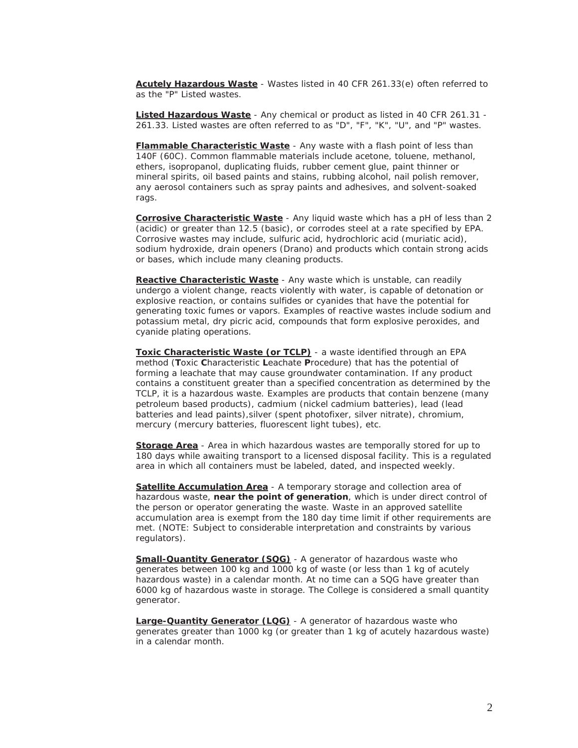**<u>Acutely Hazardous Waste</u>** - Wastes listed in 40 CFR 261.33(e) often referred to as the "P" Listed wastes.

**<u>Listed Hazardous Waste</u>** - Any chemical or product as listed in 40 CFR 261.31 - 261.33. Listed wastes are often referred to as "D", "F", "K", "U", and "P" wastes.

**<u>Flammable Characteristic Waste</u>** - Any waste with a flash point of less than 140F (60C). Common flammable materials include acetone, toluene, methanol, ethers, isopropanol, duplicating fluids, rubber cement glue, paint thinner or mineral spirits, oil based paints and stains, rubbing alcohol, nail polish remover, any aerosol containers such as spray paints and adhesives, and solvent-soaked rags.

**<u>Corrosive Characteristic Waste</u>** - Any liquid waste which has a pH of less than 2 (acidic) or greater than 12.5 (basic), or corrodes steel at a rate specified by EPA. Corrosive wastes may include, sulfuric acid, hydrochloric acid (muriatic acid), sodium hydroxide, drain openers (Drano) and products which contain strong acids or bases, which include many cleaning products.

**<u>Reactive Characteristic Waste</u>** - Any waste which is unstable, can readily undergo a violent change, reacts violently with water, is capable of detonation or explosive reaction, or contains sulfides or cyanides that have the potential for generating toxic fumes or vapors. Examples of reactive wastes include sodium and potassium metal, dry picric acid, compounds that form explosive peroxides, and cyanide plating operations.

**<u>Toxic Characteristic Waste (or TCLP)</u>** - a waste identified through an EPA method (**T**oxic **C**haracteristic **L**eachate **P**rocedure) that has the potential of forming a leachate that may cause groundwater contamination. If any product contains a constituent greater than a specified concentration as determined by the TCLP, it is a hazardous waste. Examples are products that contain benzene (many petroleum based products), cadmium (nickel cadmium batteries), lead (lead batteries and lead paints),silver (spent photofixer, silver nitrate), chromium, mercury (mercury batteries, fluorescent light tubes), etc.

**<u>Storage Area</u>** - Area in which hazardous wastes are temporally stored for up to 180 days while awaiting transport to a licensed disposal facility. This is a regulated area in which all containers must be labeled, dated, and inspected weekly.

**<u>Satellite Accumulation Area</u>** - A temporary storage and collection area of hazardous waste, **near the point of generation**, which is under direct control of the person or operator generating the waste. Waste in an approved satellite accumulation area is exempt from the 180 day time limit if other requirements are met. (NOTE: Subject to considerable interpretation and constraints by various regulators).

**<u>Small-Quantity Generator (SQG)</u>** - A generator of hazardous waste who generates between 100 kg and 1000 kg of waste (or less than 1 kg of acutely hazardous waste) in a calendar month. At no time can a SQG have greater than 6000 kg of hazardous waste in storage. The College is considered a small quantity generator.

**<u>Large-Quantity Generator (LQG)</u>** - A generator of hazardous waste who generates greater than 1000 kg (or greater than 1 kg of acutely hazardous waste) in a calendar month.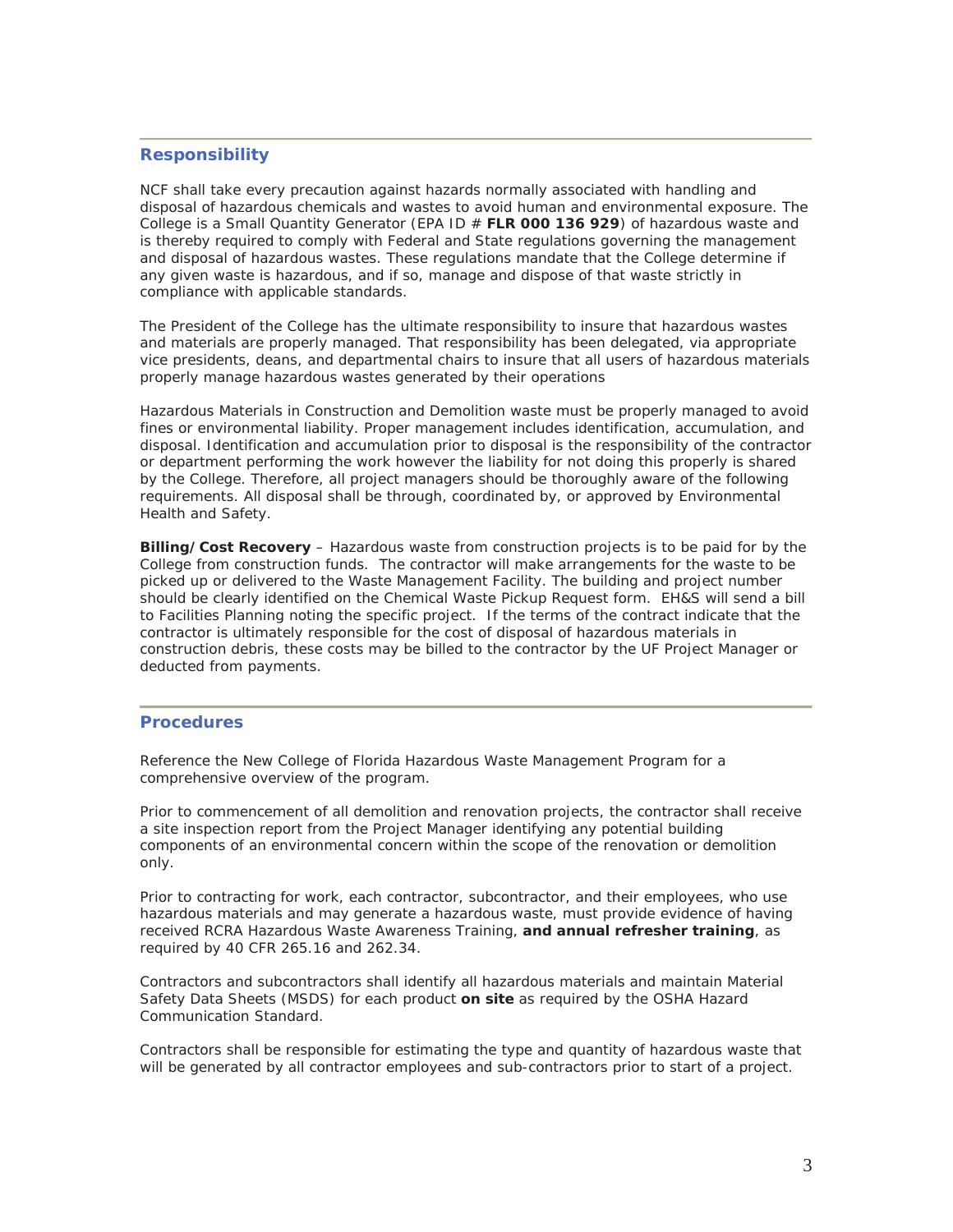## Responsibility

NCF shall take every precaution against hazards normally associated with handling and disposal of hazardous chemicals and wastes to avoid human and environmental exposure. The College is a Small Quantity Generator (EPA ID # **FLR 000 136 929**) of hazardous waste and is thereby required to comply with Federal and State regulations governing the management and disposal of hazardous wastes. These regulations mandate that the College determine if any given waste is hazardous, and if so, manage and dispose of that waste strictly in compliance with applicable standards.

The President of the College has the ultimate responsibility to insure that hazardous wastes and materials are properly managed. That responsibility has been delegated, via appropriate vice presidents, deans, and departmental chairs to insure that all users of hazardous materials properly manage hazardous wastes generated by their operations

Hazardous Materials in Construction and Demolition waste must be properly managed to avoid fines or environmental liability. Proper management includes identification, accumulation, and disposal. Identification and accumulation prior to disposal is the responsibility of the contractor or department performing the work however the liability for not doing this properly is shared by the College. Therefore, all project managers should be thoroughly aware of the following requirements. All disposal shall be through, coordinated by, or approved by Environmental Health and Safety.

**Billing/Cost Recovery** – Hazardous waste from construction projects is to be paid for by the College from construction funds. The contractor will make arrangements for the waste to be picked up or delivered to the Waste Management Facility. The building and project number should be clearly identified on the Chemical Waste Pickup Request form. EH&S will send a bill to Facilities Planning noting the specific project. If the terms of the contract indicate that the contractor is ultimately responsible for the cost of disposal of hazardous materials in construction debris, these costs may be billed to the contractor by the UF Project Manager or deducted from payments.

## Procedures

Reference the New College of Florida Hazardous Waste Management Program for a comprehensive overview of the program.

Prior to commencement of all demolition and renovation projects, the contractor shall receive a site inspection report from the Project Manager identifying any potential building components of an environmental concern within the scope of the renovation or demolition only.

Prior to contracting for work, each contractor, subcontractor, and their employees, who use hazardous materials and may generate a hazardous waste, must provide evidence of having received RCRA Hazardous Waste Awareness Training, **and annual refresher training**, as required by 40 CFR 265.16 and 262.34.

Contractors and subcontractors shall identify all hazardous materials and maintain Material Safety Data Sheets (MSDS) for each product **on site** as required by the OSHA Hazard Communication Standard.

Contractors shall be responsible for estimating the type and quantity of hazardous waste that will be generated by all contractor employees and sub-contractors prior to start of a project.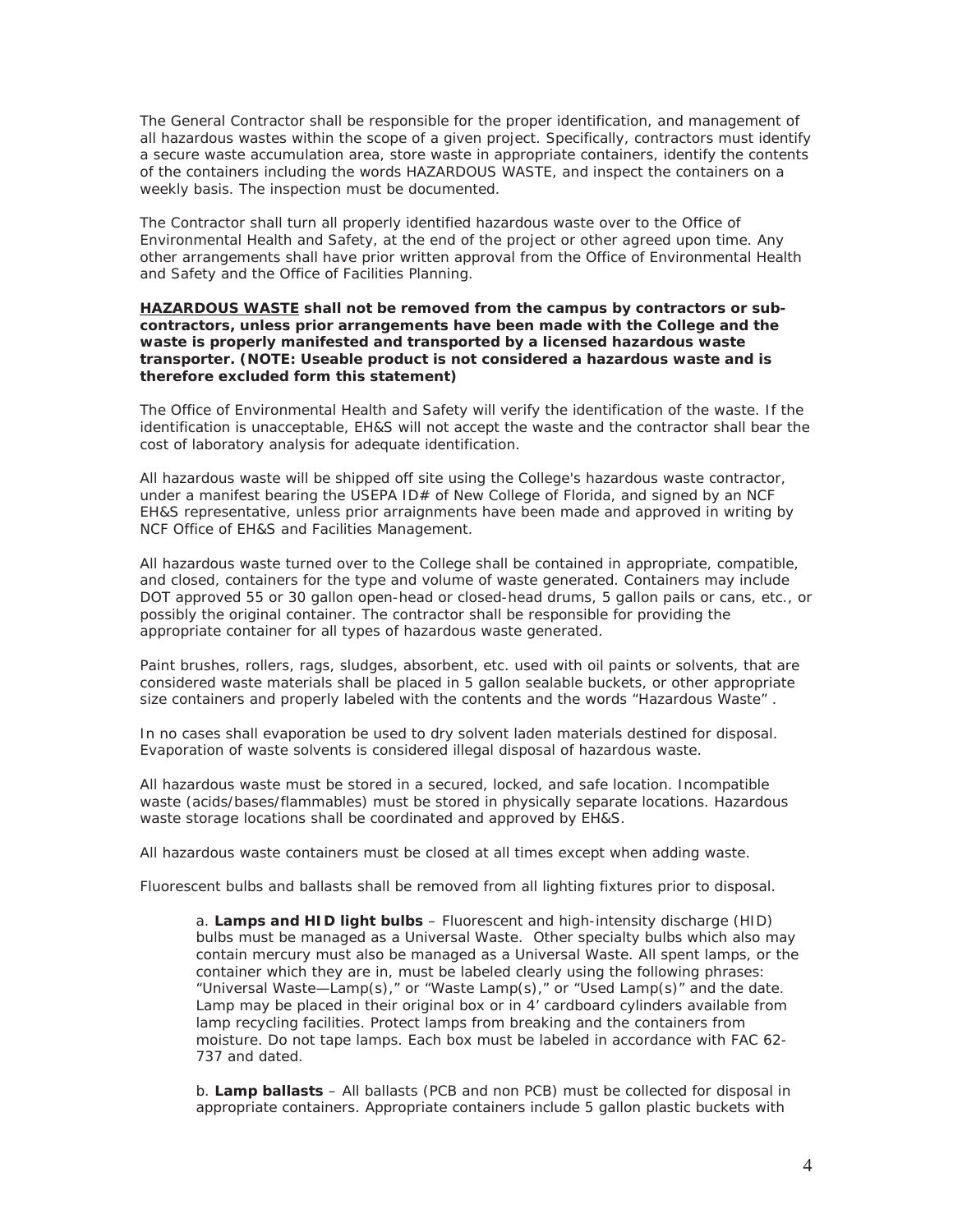The General Contractor shall be responsible for the proper identification, and management of all hazardous wastes within the scope of a given project. Specifically, contractors must identify a secure waste accumulation area, store waste in appropriate containers, identify the contents of the containers including the words HAZARDOUS WASTE, and inspect the containers on a weekly basis. The inspection must be documented.

The Contractor shall turn all properly identified hazardous waste over to the Office of Environmental Health and Safety, at the end of the project or other agreed upon time. Any other arrangements shall have prior written approval from the Office of Environmental Health and Safety and the Office of Facilities Planning.

**<u>HAZARDOUS WASTE</u> shall not be removed from the campus by contractors or sub-contractors, unless prior arrangements have been made with the College and the waste is properly manifested and transported by a licensed hazardous waste transporter. (NOTE: Useable product is not considered a hazardous waste and is therefore excluded form this statement)**

The Office of Environmental Health and Safety will verify the identification of the waste. If the identification is unacceptable, EH&S will not accept the waste and the contractor shall bear the cost of laboratory analysis for adequate identification.

All hazardous waste will be shipped off site using the College's hazardous waste contractor, under a manifest bearing the USEPA ID# of New College of Florida, and signed by an NCF EH&S representative, unless prior arraignments have been made and approved in writing by NCF Office of EH&S and Facilities Management.

All hazardous waste turned over to the College shall be contained in appropriate, compatible, and closed, containers for the type and volume of waste generated. Containers may include DOT approved 55 or 30 gallon open-head or closed-head drums, 5 gallon pails or cans, etc., or possibly the original container. The contractor shall be responsible for providing the appropriate container for all types of hazardous waste generated.

Paint brushes, rollers, rags, sludges, absorbent, etc. used with oil paints or solvents, that are considered waste materials shall be placed in 5 gallon sealable buckets, or other appropriate size containers and properly labeled with the contents and the words "Hazardous Waste" .

In no cases shall evaporation be used to dry solvent laden materials destined for disposal. Evaporation of waste solvents is considered illegal disposal of hazardous waste.

All hazardous waste must be stored in a secured, locked, and safe location. Incompatible waste (acids/bases/flammables) must be stored in physically separate locations. Hazardous waste storage locations shall be coordinated and approved by EH&S.

All hazardous waste containers must be closed at all times except when adding waste.

Fluorescent bulbs and ballasts shall be removed from all lighting fixtures prior to disposal.

> a. **Lamps and HID light bulbs** – Fluorescent and high-intensity discharge (HID) bulbs must be managed as a Universal Waste. Other specialty bulbs which also may contain mercury must also be managed as a Universal Waste. All spent lamps, or the container which they are in, must be labeled clearly using the following phrases: "Universal Waste—Lamp(s)," or "Waste Lamp(s)," or "Used Lamp(s)" and the date. Lamp may be placed in their original box or in 4' cardboard cylinders available from lamp recycling facilities. Protect lamps from breaking and the containers from moisture. Do not tape lamps. Each box must be labeled in accordance with FAC 62-737 and dated.
>
> b. **Lamp ballasts** – All ballasts (PCB and non PCB) must be collected for disposal in appropriate containers. Appropriate containers include 5 gallon plastic buckets with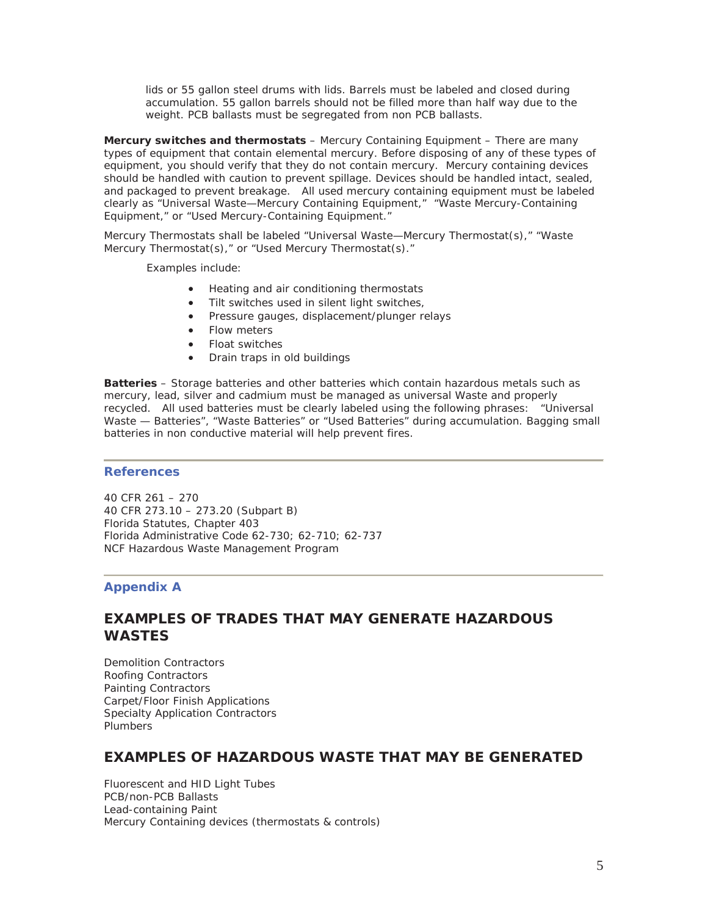lids or 55 gallon steel drums with lids. Barrels must be labeled and closed during accumulation. 55 gallon barrels should not be filled more than half way due to the weight. PCB ballasts must be segregated from non PCB ballasts.

**Mercury switches and thermostats** – Mercury Containing Equipment – There are many types of equipment that contain elemental mercury. Before disposing of any of these types of equipment, you should verify that they do not contain mercury. Mercury containing devices should be handled with caution to prevent spillage. Devices should be handled intact, sealed, and packaged to prevent breakage. All used mercury containing equipment must be labeled clearly as "Universal Waste—Mercury Containing Equipment," "Waste Mercury-Containing Equipment," or "Used Mercury-Containing Equipment."

Mercury Thermostats shall be labeled "Universal Waste—Mercury Thermostat(s)," "Waste Mercury Thermostat(s)," or "Used Mercury Thermostat(s)."

Examples include:

- Heating and air conditioning thermostats
- Tilt switches used in silent light switches,
- Pressure gauges, displacement/plunger relays
- Flow meters
- Float switches
- Drain traps in old buildings

**Batteries** – Storage batteries and other batteries which contain hazardous metals such as mercury, lead, silver and cadmium must be managed as universal Waste and properly recycled. All used batteries must be clearly labeled using the following phrases: "Universal Waste — Batteries", "Waste Batteries" or "Used Batteries" during accumulation. Bagging small batteries in non conductive material will help prevent fires.

## References

40 CFR 261 – 270
40 CFR 273.10 – 273.20 (Subpart B)
Florida Statutes, Chapter 403
Florida Administrative Code 62-730; 62-710; 62-737
NCF Hazardous Waste Management Program

## Appendix A

## EXAMPLES OF TRADES THAT MAY GENERATE HAZARDOUS WASTES

Demolition Contractors
Roofing Contractors
Painting Contractors
Carpet/Floor Finish Applications
Specialty Application Contractors
Plumbers

## EXAMPLES OF HAZARDOUS WASTE THAT MAY BE GENERATED

Fluorescent and HID Light Tubes
PCB/non-PCB Ballasts
Lead-containing Paint
Mercury Containing devices (thermostats & controls)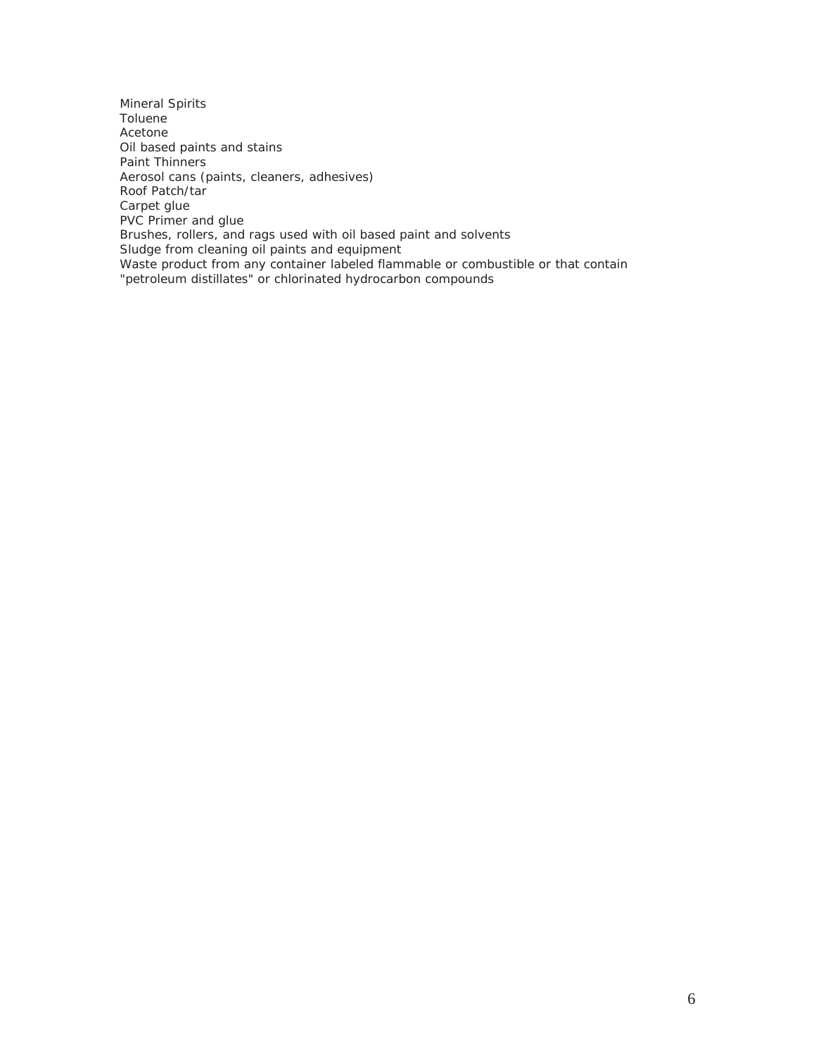Mineral Spirits
Toluene
Acetone
Oil based paints and stains
Paint Thinners
Aerosol cans (paints, cleaners, adhesives)
Roof Patch/tar
Carpet glue
PVC Primer and glue
Brushes, rollers, and rags used with oil based paint and solvents
Sludge from cleaning oil paints and equipment
Waste product from any container labeled flammable or combustible or that contain "petroleum distillates" or chlorinated hydrocarbon compounds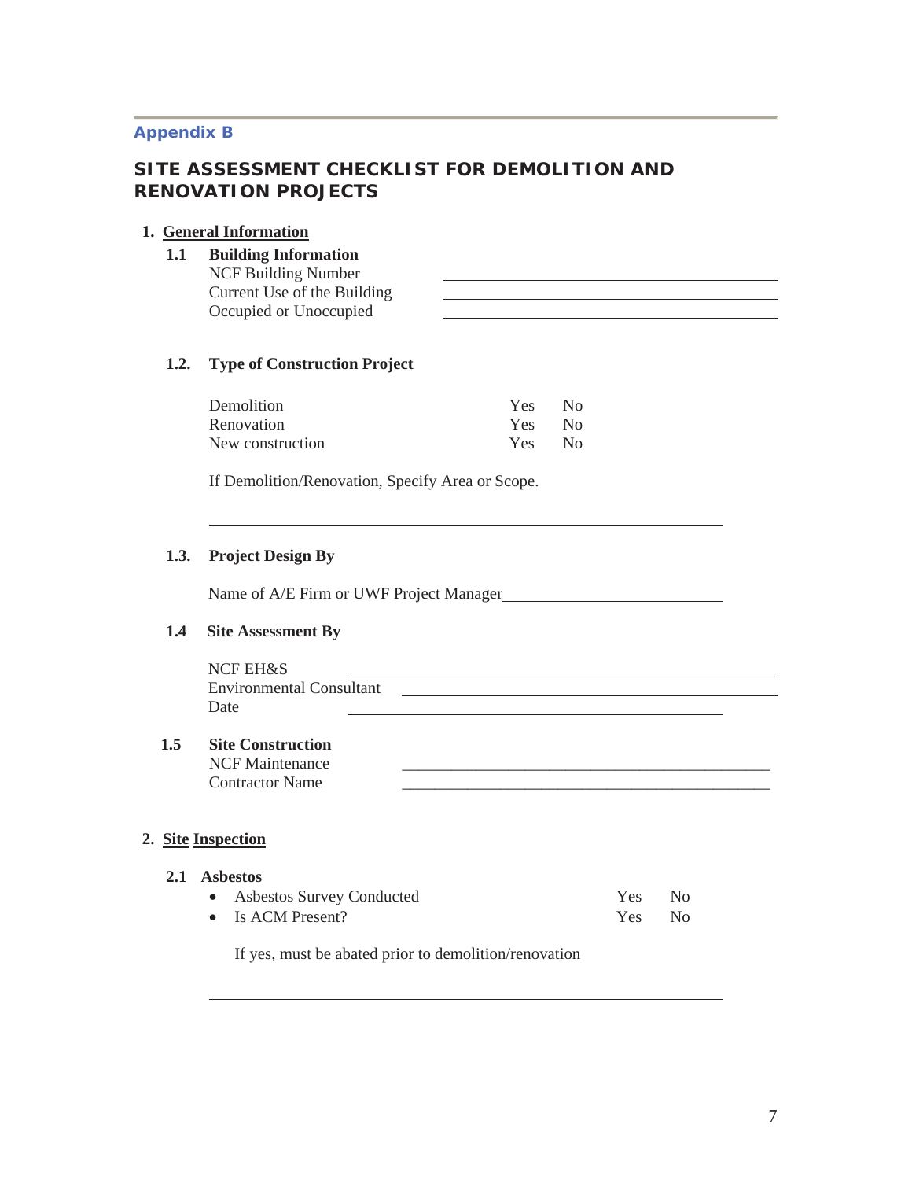## Appendix B

# SITE ASSESSMENT CHECKLIST FOR DEMOLITION AND RENOVATION PROJECTS

1. **General Information**

**1.1 Building Information**

NCF Building Number \_\_\_\_\_\_\_\_\_\_\_\_\_\_\_\_\_\_\_\_\_\_\_\_\_\_\_\_\_\_\_\_\_\_\_\_\_\_\_\_

Current Use of the Building \_\_\_\_\_\_\_\_\_\_\_\_\_\_\_\_\_\_\_\_\_\_\_\_\_\_\_\_\_\_\_\_\_\_\_\_\_\_\_\_

Occupied or Unoccupied \_\_\_\_\_\_\_\_\_\_\_\_\_\_\_\_\_\_\_\_\_\_\_\_\_\_\_\_\_\_\_\_\_\_\_\_\_\_\_\_

**1.2. Type of Construction Project**

| | | |
|---|---|---|
| Demolition | Yes | No |
| Renovation | Yes | No |
| New construction | Yes | No |

If Demolition/Renovation, Specify Area or Scope.

\_\_\_\_\_\_\_\_\_\_\_\_\_\_\_\_\_\_\_\_\_\_\_\_\_\_\_\_\_\_\_\_\_\_\_\_\_\_\_\_\_\_\_\_\_\_\_\_\_\_\_\_\_\_\_\_\_\_\_\_

**1.3. Project Design By**

Name of A/E Firm or UWF Project Manager \_\_\_\_\_\_\_\_\_\_\_\_\_\_\_\_\_\_\_\_\_\_\_\_\_\_\_\_

**1.4 Site Assessment By**

NCF EH&S \_\_\_\_\_\_\_\_\_\_\_\_\_\_\_\_\_\_\_\_\_\_\_\_\_\_\_\_\_\_\_\_\_\_\_\_\_\_\_\_\_\_\_\_\_\_\_\_

Environmental Consultant \_\_\_\_\_\_\_\_\_\_\_\_\_\_\_\_\_\_\_\_\_\_\_\_\_\_\_\_\_\_\_\_\_\_\_\_\_\_\_\_

Date \_\_\_\_\_\_\_\_\_\_\_\_\_\_\_\_\_\_\_\_\_\_\_\_\_\_\_\_\_\_\_\_\_\_\_\_\_\_\_\_\_\_\_\_

**1.5 Site Construction**

NCF Maintenance \_\_\_\_\_\_\_\_\_\_\_\_\_\_\_\_\_\_\_\_\_\_\_\_\_\_\_\_\_\_\_\_\_\_\_\_\_\_\_\_\_\_\_\_

Contractor Name \_\_\_\_\_\_\_\_\_\_\_\_\_\_\_\_\_\_\_\_\_\_\_\_\_\_\_\_\_\_\_\_\_\_\_\_\_\_\_\_\_\_\_\_

2. **Site Inspection**

**2.1 Asbestos**

| | | |
|---|---|---|
| • Asbestos Survey Conducted | Yes | No |
| • Is ACM Present? | Yes | No |

If yes, must be abated prior to demolition/renovation

\_\_\_\_\_\_\_\_\_\_\_\_\_\_\_\_\_\_\_\_\_\_\_\_\_\_\_\_\_\_\_\_\_\_\_\_\_\_\_\_\_\_\_\_\_\_\_\_\_\_\_\_\_\_\_\_\_\_\_\_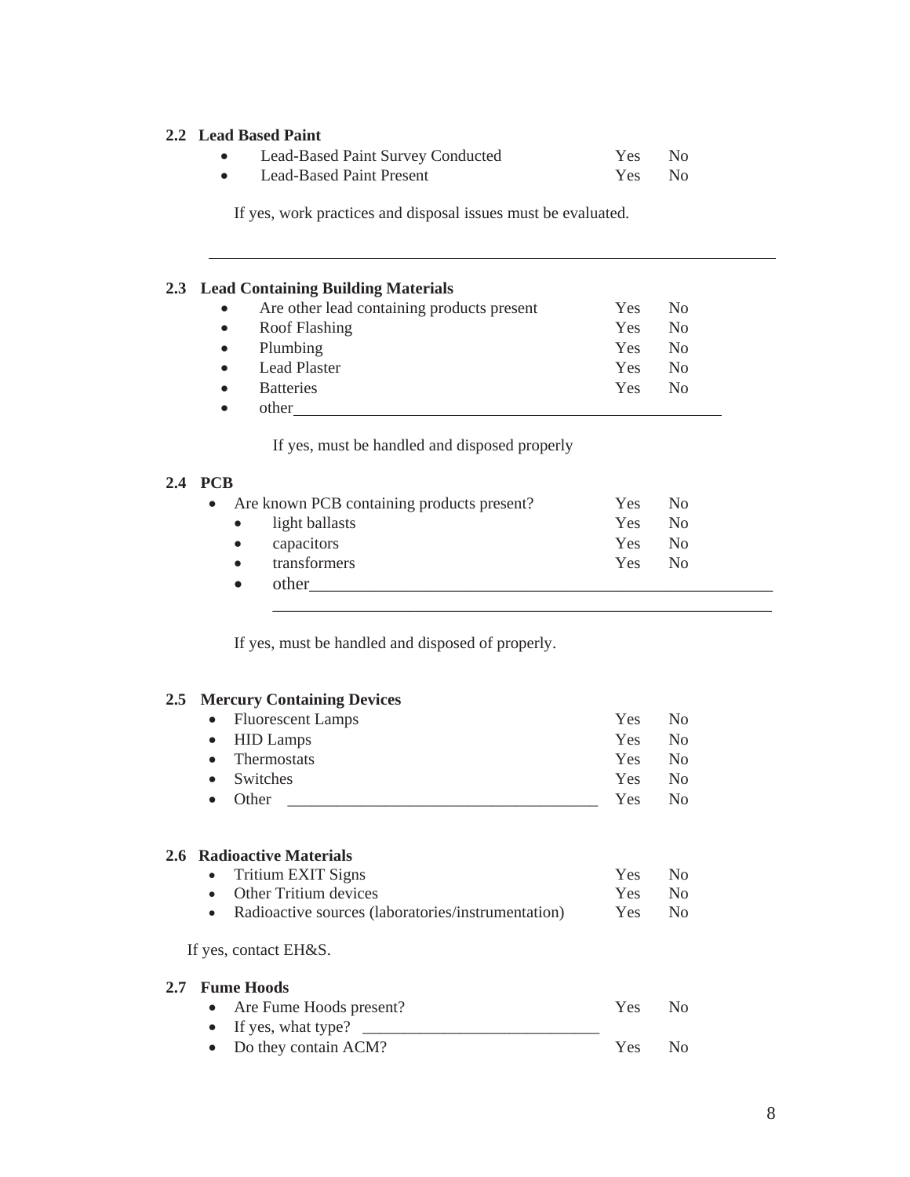## 2.2 Lead Based Paint

- Lead-Based Paint Survey Conducted Yes No
- Lead-Based Paint Present Yes No

If yes, work practices and disposal issues must be evaluated.

---

## 2.3 Lead Containing Building Materials

- Are other lead containing products present Yes No
- Roof Flashing Yes No
- Plumbing Yes No
- Lead Plaster Yes No
- Batteries Yes No
- other_______________________________________________________

If yes, must be handled and disposed properly

## 2.4 PCB

- Are known PCB containing products present? Yes No
  - light ballasts Yes No
  - capacitors Yes No
  - transformers Yes No
  - other_________________________________________________________

    _____________________________________________________________

If yes, must be handled and disposed of properly.

## 2.5 Mercury Containing Devices

- Fluorescent Lamps Yes No
- HID Lamps Yes No
- Thermostats Yes No
- Switches Yes No
- Other ______________________________________ Yes No

## 2.6 Radioactive Materials

- Tritium EXIT Signs Yes No
- Other Tritium devices Yes No
- Radioactive sources (laboratories/instrumentation) Yes No

If yes, contact EH&S.

## 2.7 Fume Hoods

- Are Fume Hoods present? Yes No
- If yes, what type? ____________________________
- Do they contain ACM? Yes No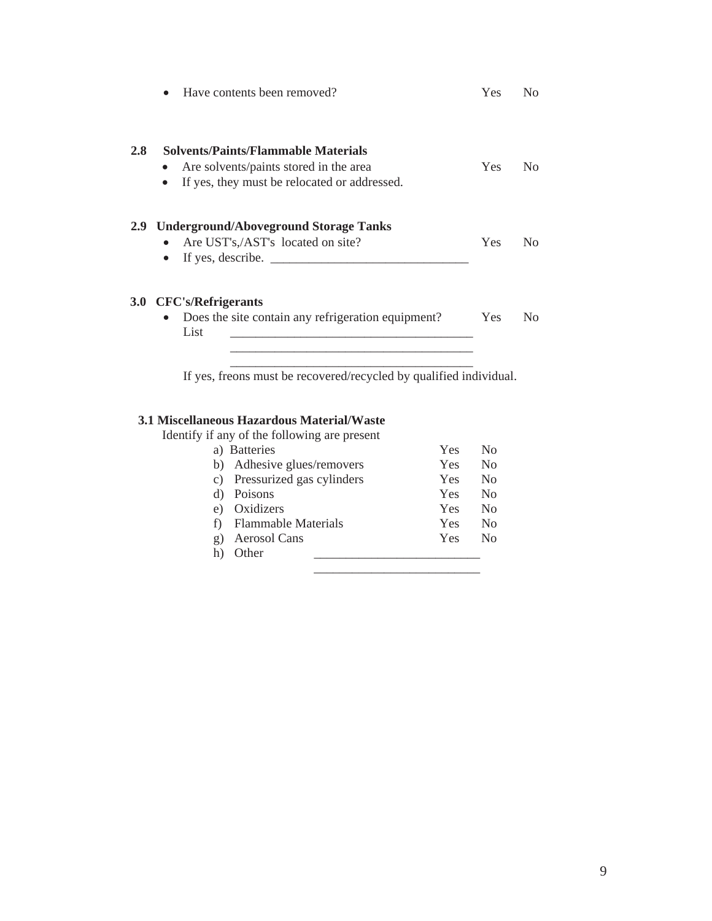- Have contents been removed? Yes No

## 2.8 Solvents/Paints/Flammable Materials

- Are solvents/paints stored in the area Yes No
- If yes, they must be relocated or addressed.

## 2.9 Underground/Aboveground Storage Tanks

- Are UST's,/AST's located on site? Yes No
- If yes, describe. _______________________________

## 3.0 CFC's/Refrigerants

- Does the site contain any refrigeration equipment? Yes No
  List ______________________________________
  ______________________________________
  ______________________________________

  If yes, freons must be recovered/recycled by qualified individual.

## 3.1 Miscellaneous Hazardous Material/Waste

Identify if any of the following are present

| | | |
|---|---|---|
| a) Batteries | Yes | No |
| b) Adhesive glues/removers | Yes | No |
| c) Pressurized gas cylinders | Yes | No |
| d) Poisons | Yes | No |
| e) Oxidizers | Yes | No |
| f) Flammable Materials | Yes | No |
| g) Aerosol Cans | Yes | No |
| h) Other | __________________________ | |
| | __________________________ | |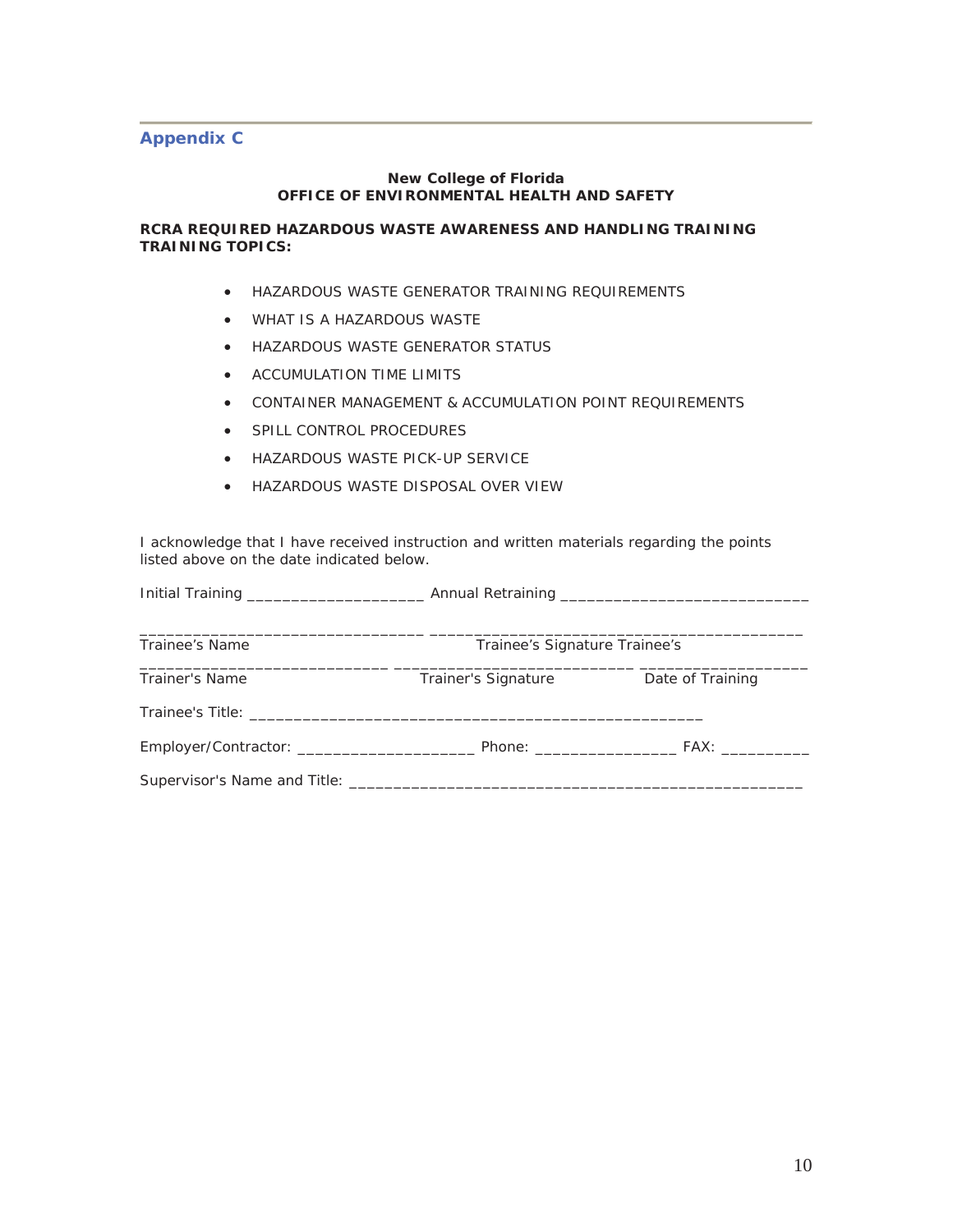## Appendix C

**New College of Florida**
**OFFICE OF ENVIRONMENTAL HEALTH AND SAFETY**

**RCRA REQUIRED HAZARDOUS WASTE AWARENESS AND HANDLING TRAINING TRAINING TOPICS:**

- HAZARDOUS WASTE GENERATOR TRAINING REQUIREMENTS
- WHAT IS A HAZARDOUS WASTE
- HAZARDOUS WASTE GENERATOR STATUS
- ACCUMULATION TIME LIMITS
- CONTAINER MANAGEMENT & ACCUMULATION POINT REQUIREMENTS
- SPILL CONTROL PROCEDURES
- HAZARDOUS WASTE PICK-UP SERVICE
- HAZARDOUS WASTE DISPOSAL OVER VIEW

I acknowledge that I have received instruction and written materials regarding the points listed above on the date indicated below.

Initial Training ____________________ Annual Retraining ____________________________

_______________________________ ________________________________________
Trainee's Name Trainee's Signature Trainee's

____________________________ ___________________________ ___________________
Trainer's Name Trainer's Signature Date of Training

Trainee's Title: ___________________________________________________

Employer/Contractor: ____________________ Phone: ________________ FAX: __________

Supervisor's Name and Title: ___________________________________________________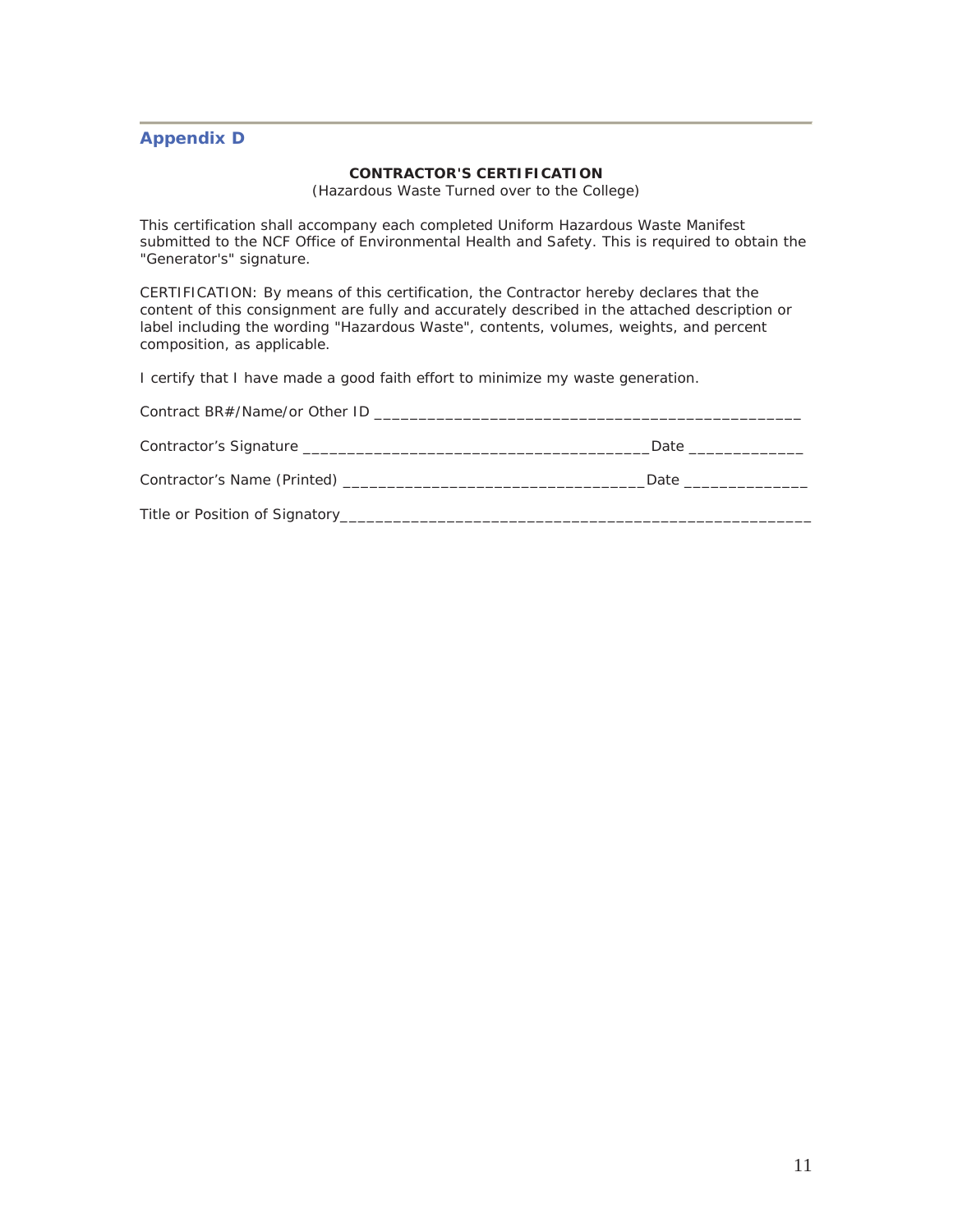## Appendix D

**CONTRACTOR'S CERTIFICATION**

(Hazardous Waste Turned over to the College)

This certification shall accompany each completed Uniform Hazardous Waste Manifest submitted to the NCF Office of Environmental Health and Safety. This is required to obtain the "Generator's" signature.

CERTIFICATION: By means of this certification, the Contractor hereby declares that the content of this consignment are fully and accurately described in the attached description or label including the wording "Hazardous Waste", contents, volumes, weights, and percent composition, as applicable.

I certify that I have made a good faith effort to minimize my waste generation.

Contract BR#/Name/or Other ID _______________________________________________

Contractor's Signature _____________________________________Date ____________

Contractor's Name (Printed) _________________________________Date _____________

Title or Position of Signatory___________________________________________________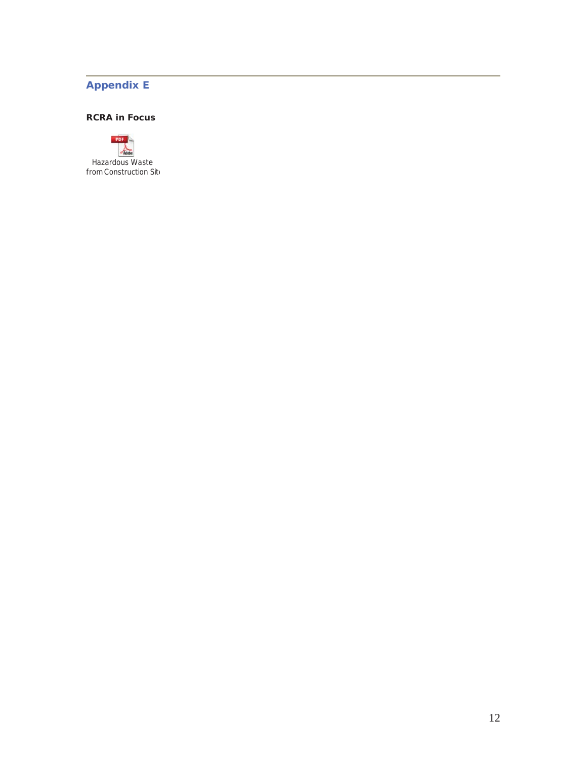## Appendix E

**RCRA in Focus**

Hazardous Waste from Construction Sit